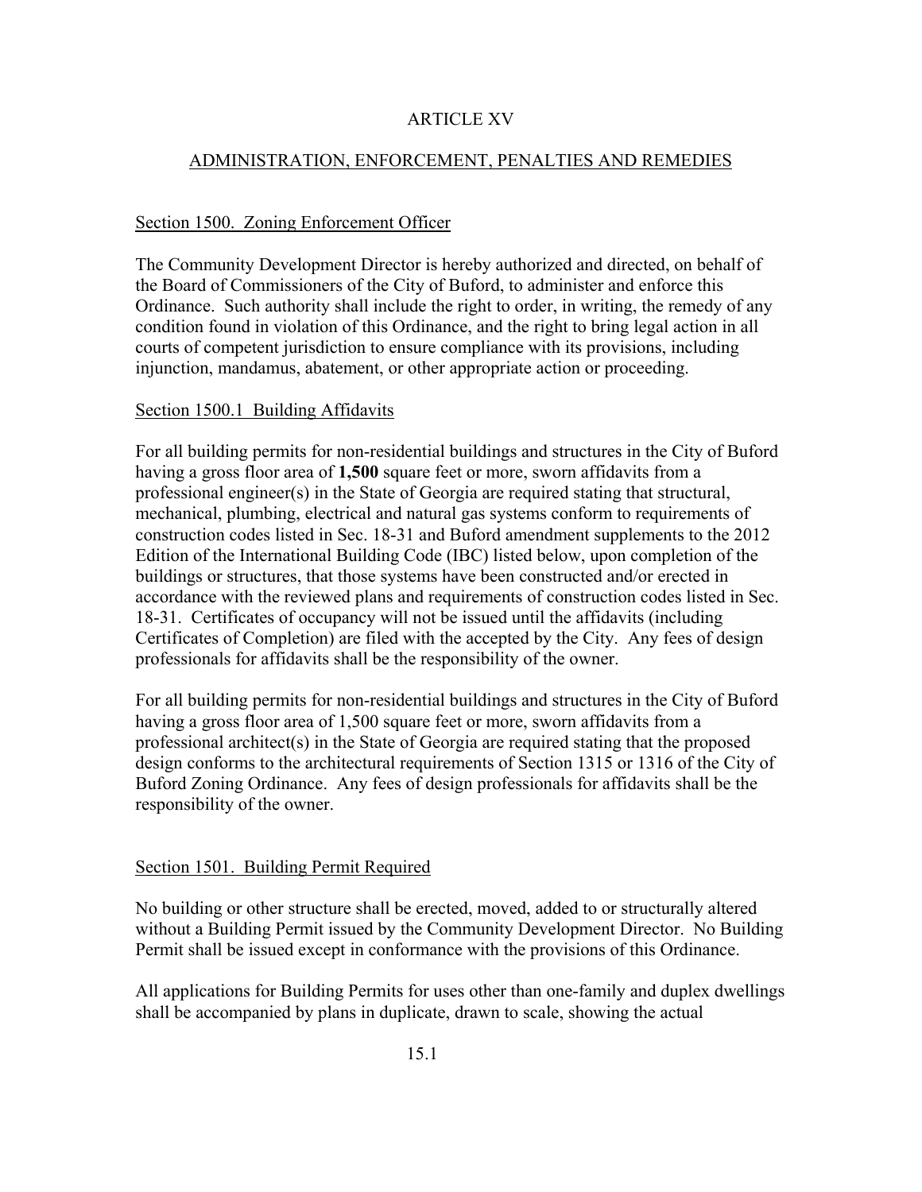# ARTICLE XV

## ADMINISTRATION, ENFORCEMENT, PENALTIES AND REMEDIES

### Section 1500. Zoning Enforcement Officer

The Community Development Director is hereby authorized and directed, on behalf of the Board of Commissioners of the City of Buford, to administer and enforce this Ordinance. Such authority shall include the right to order, in writing, the remedy of any condition found in violation of this Ordinance, and the right to bring legal action in all courts of competent jurisdiction to ensure compliance with its provisions, including injunction, mandamus, abatement, or other appropriate action or proceeding.

### Section 1500.1 Building Affidavits

For all building permits for non-residential buildings and structures in the City of Buford having a gross floor area of **1,500** square feet or more, sworn affidavits from a professional engineer(s) in the State of Georgia are required stating that structural, mechanical, plumbing, electrical and natural gas systems conform to requirements of construction codes listed in Sec. 18-31 and Buford amendment supplements to the 2012 Edition of the International Building Code (IBC) listed below, upon completion of the buildings or structures, that those systems have been constructed and/or erected in accordance with the reviewed plans and requirements of construction codes listed in Sec. 18-31. Certificates of occupancy will not be issued until the affidavits (including Certificates of Completion) are filed with the accepted by the City. Any fees of design professionals for affidavits shall be the responsibility of the owner.

For all building permits for non-residential buildings and structures in the City of Buford having a gross floor area of 1,500 square feet or more, sworn affidavits from a professional architect(s) in the State of Georgia are required stating that the proposed design conforms to the architectural requirements of Section 1315 or 1316 of the City of Buford Zoning Ordinance. Any fees of design professionals for affidavits shall be the responsibility of the owner.

### Section 1501. Building Permit Required

No building or other structure shall be erected, moved, added to or structurally altered without a Building Permit issued by the Community Development Director. No Building Permit shall be issued except in conformance with the provisions of this Ordinance.

All applications for Building Permits for uses other than one-family and duplex dwellings shall be accompanied by plans in duplicate, drawn to scale, showing the actual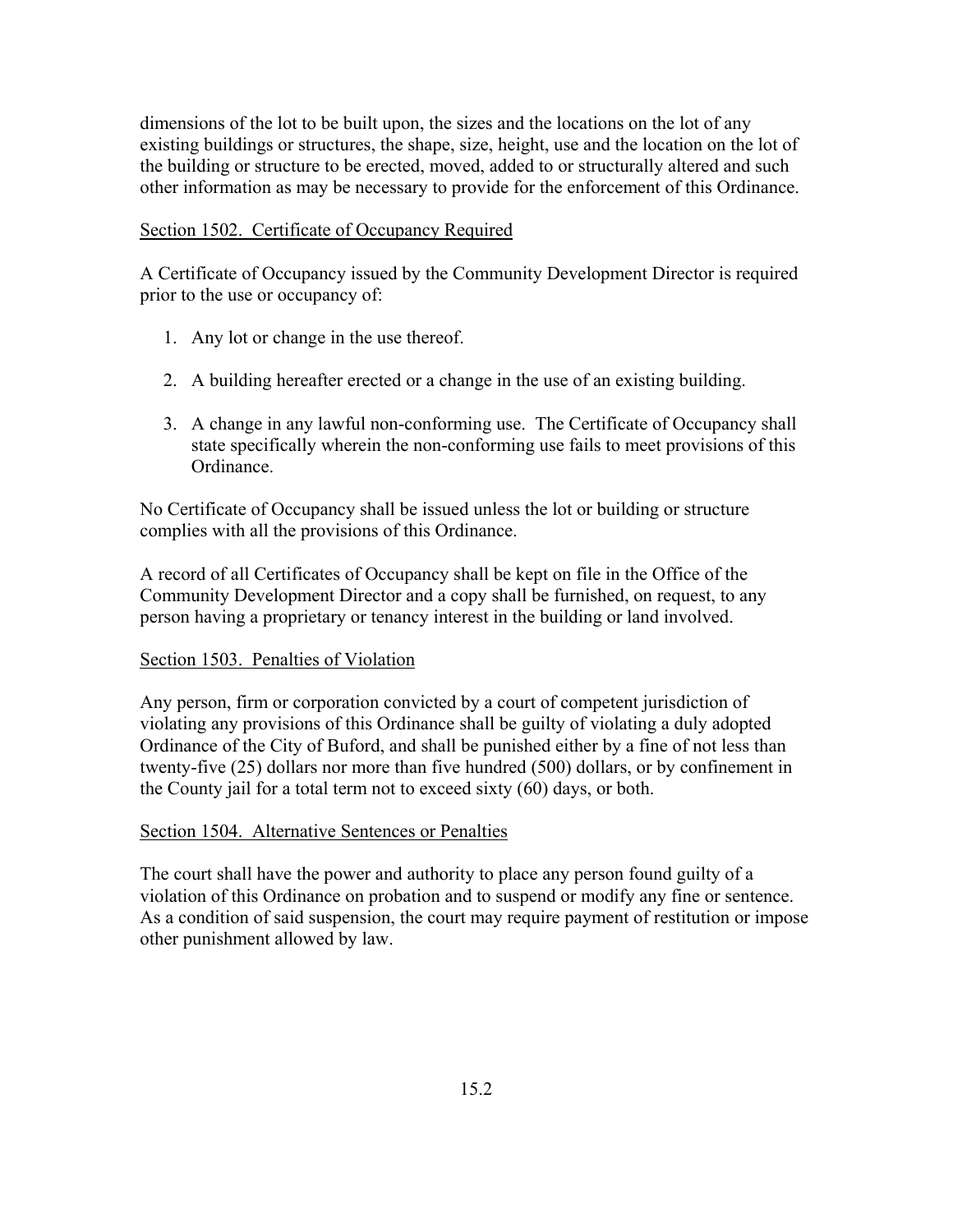dimensions of the lot to be built upon, the sizes and the locations on the lot of any existing buildings or structures, the shape, size, height, use and the location on the lot of the building or structure to be erected, moved, added to or structurally altered and such other information as may be necessary to provide for the enforcement of this Ordinance.

## Section 1502. Certificate of Occupancy Required

A Certificate of Occupancy issued by the Community Development Director is required prior to the use or occupancy of:

1. Any lot or change in the use thereof.

2. A building hereafter erected or a change in the use of an existing building.

3. A change in any lawful non-conforming use. The Certificate of Occupancy shall state specifically wherein the non-conforming use fails to meet provisions of this Ordinance.

No Certificate of Occupancy shall be issued unless the lot or building or structure complies with all the provisions of this Ordinance.

A record of all Certificates of Occupancy shall be kept on file in the Office of the Community Development Director and a copy shall be furnished, on request, to any person having a proprietary or tenancy interest in the building or land involved.

## Section 1503. Penalties of Violation

Any person, firm or corporation convicted by a court of competent jurisdiction of violating any provisions of this Ordinance shall be guilty of violating a duly adopted Ordinance of the City of Buford, and shall be punished either by a fine of not less than twenty-five (25) dollars nor more than five hundred (500) dollars, or by confinement in the County jail for a total term not to exceed sixty (60) days, or both.

## Section 1504. Alternative Sentences or Penalties

The court shall have the power and authority to place any person found guilty of a violation of this Ordinance on probation and to suspend or modify any fine or sentence. As a condition of said suspension, the court may require payment of restitution or impose other punishment allowed by law.